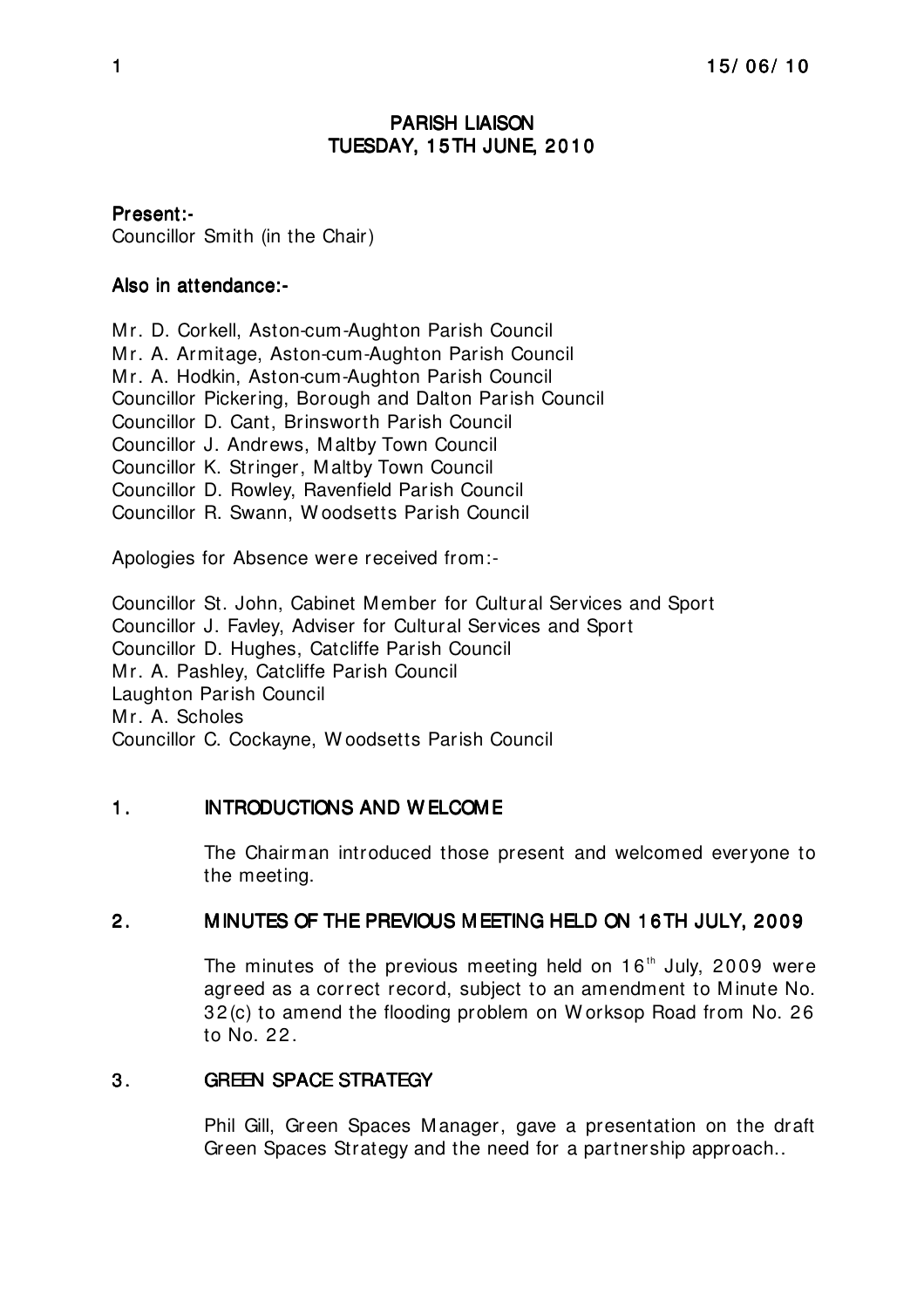# PARISH LIAISON
## TUESDAY, 15TH JUNE, 2010

**Present:-**
Councillor Smith (in the Chair)

**Also in attendance:-**

Mr. D. Corkell, Aston-cum-Aughton Parish Council
Mr. A. Armitage, Aston-cum-Aughton Parish Council
Mr. A. Hodkin, Aston-cum-Aughton Parish Council
Councillor Pickering, Borough and Dalton Parish Council
Councillor D. Cant, Brinsworth Parish Council
Councillor J. Andrews, Maltby Town Council
Councillor K. Stringer, Maltby Town Council
Councillor D. Rowley, Ravenfield Parish Council
Councillor R. Swann, Woodsetts Parish Council

Apologies for Absence were received from:-

Councillor St. John, Cabinet Member for Cultural Services and Sport
Councillor J. Favley, Adviser for Cultural Services and Sport
Councillor D. Hughes, Catcliffe Parish Council
Mr. A. Pashley, Catcliffe Parish Council
Laughton Parish Council
Mr. A. Scholes
Councillor C. Cockayne, Woodsetts Parish Council

### 1. INTRODUCTIONS AND WELCOME

The Chairman introduced those present and welcomed everyone to the meeting.

### 2. MINUTES OF THE PREVIOUS MEETING HELD ON 16TH JULY, 2009

The minutes of the previous meeting held on 16th July, 2009 were agreed as a correct record, subject to an amendment to Minute No. 32(c) to amend the flooding problem on Worksop Road from No. 26 to No. 22.

### 3. GREEN SPACE STRATEGY

Phil Gill, Green Spaces Manager, gave a presentation on the draft Green Spaces Strategy and the need for a partnership approach..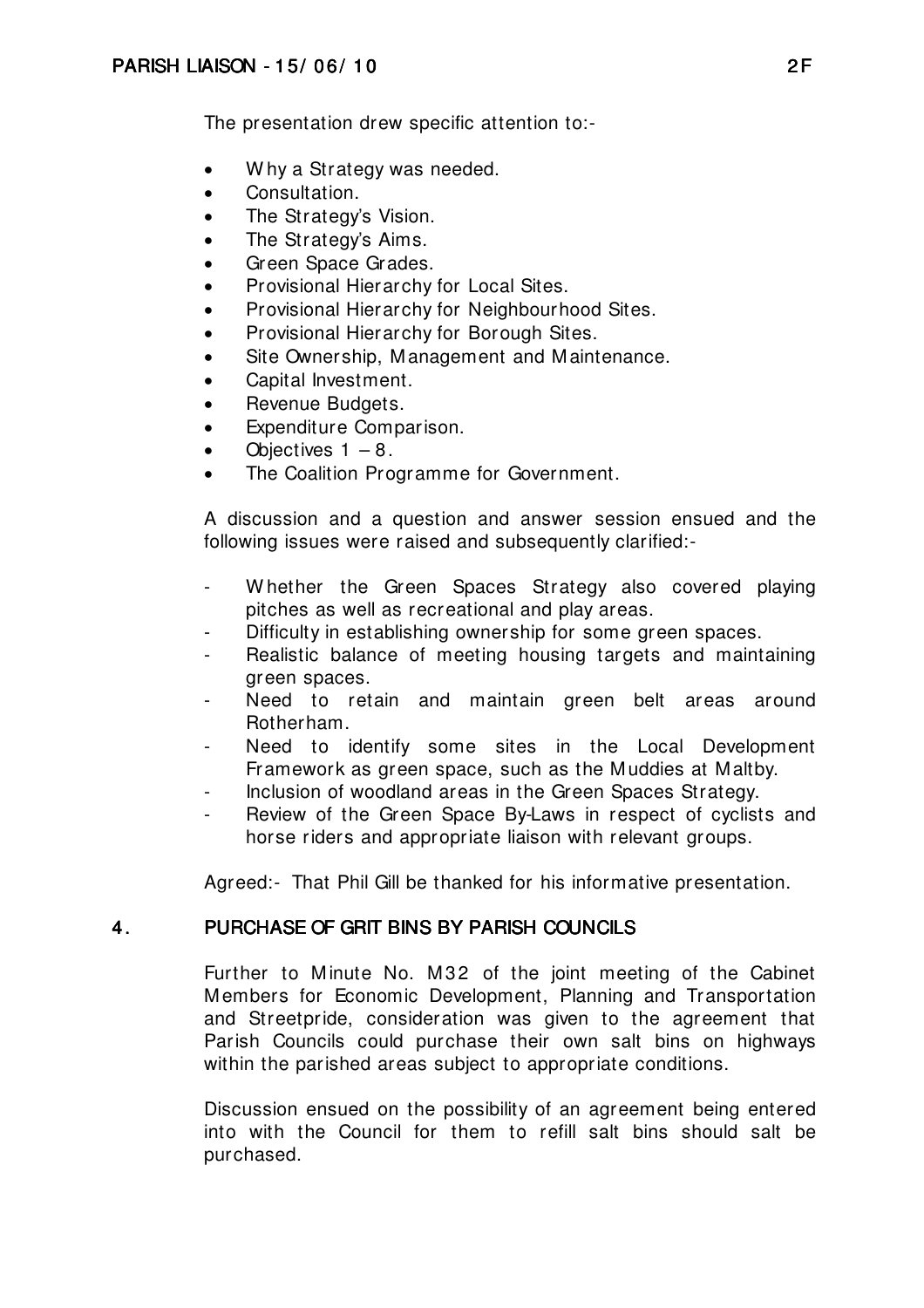The presentation drew specific attention to:-

- Why a Strategy was needed.
- Consultation.
- The Strategy's Vision.
- The Strategy's Aims.
- Green Space Grades.
- Provisional Hierarchy for Local Sites.
- Provisional Hierarchy for Neighbourhood Sites.
- Provisional Hierarchy for Borough Sites.
- Site Ownership, Management and Maintenance.
- Capital Investment.
- Revenue Budgets.
- Expenditure Comparison.
- Objectives 1 – 8.
- The Coalition Programme for Government.

A discussion and a question and answer session ensued and the following issues were raised and subsequently clarified:-

- Whether the Green Spaces Strategy also covered playing pitches as well as recreational and play areas.
- Difficulty in establishing ownership for some green spaces.
- Realistic balance of meeting housing targets and maintaining green spaces.
- Need to retain and maintain green belt areas around Rotherham.
- Need to identify some sites in the Local Development Framework as green space, such as the Muddies at Maltby.
- Inclusion of woodland areas in the Green Spaces Strategy.
- Review of the Green Space By-Laws in respect of cyclists and horse riders and appropriate liaison with relevant groups.

Agreed:- That Phil Gill be thanked for his informative presentation.

## 4. PURCHASE OF GRIT BINS BY PARISH COUNCILS

Further to Minute No. M32 of the joint meeting of the Cabinet Members for Economic Development, Planning and Transportation and Streetpride, consideration was given to the agreement that Parish Councils could purchase their own salt bins on highways within the parished areas subject to appropriate conditions.

Discussion ensued on the possibility of an agreement being entered into with the Council for them to refill salt bins should salt be purchased.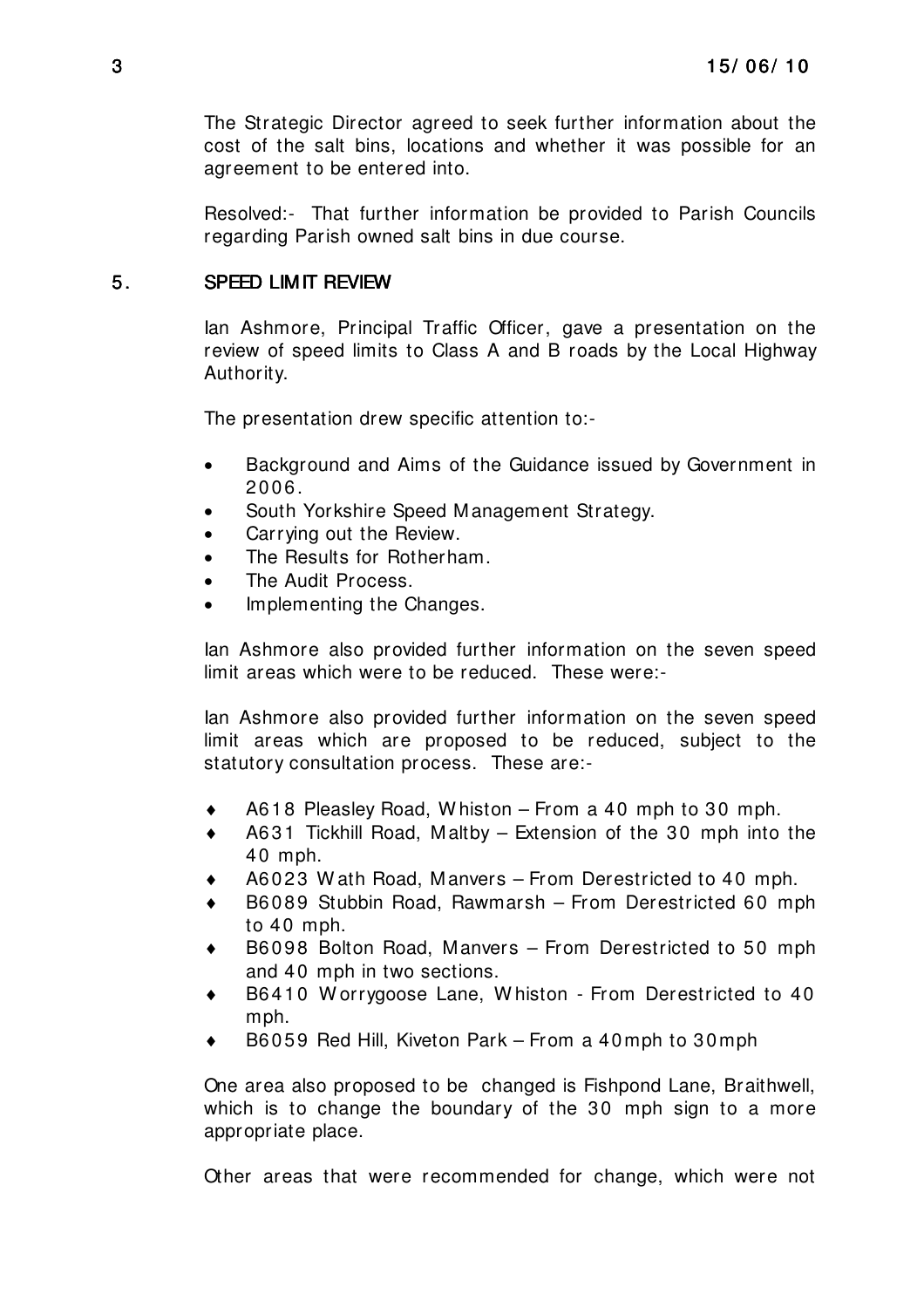The Strategic Director agreed to seek further information about the cost of the salt bins, locations and whether it was possible for an agreement to be entered into.

Resolved:- That further information be provided to Parish Councils regarding Parish owned salt bins in due course.

## 5. SPEED LIMIT REVIEW

Ian Ashmore, Principal Traffic Officer, gave a presentation on the review of speed limits to Class A and B roads by the Local Highway Authority.

The presentation drew specific attention to:-

- Background and Aims of the Guidance issued by Government in 2006.
- South Yorkshire Speed Management Strategy.
- Carrying out the Review.
- The Results for Rotherham.
- The Audit Process.
- Implementing the Changes.

Ian Ashmore also provided further information on the seven speed limit areas which were to be reduced. These were:-

Ian Ashmore also provided further information on the seven speed limit areas which are proposed to be reduced, subject to the statutory consultation process. These are:-

- A618 Pleasley Road, Whiston – From a 40 mph to 30 mph.
- A631 Tickhill Road, Maltby – Extension of the 30 mph into the 40 mph.
- A6023 Wath Road, Manvers – From Derestricted to 40 mph.
- B6089 Stubbin Road, Rawmarsh – From Derestricted 60 mph to 40 mph.
- B6098 Bolton Road, Manvers – From Derestricted to 50 mph and 40 mph in two sections.
- B6410 Worrygoose Lane, Whiston - From Derestricted to 40 mph.
- B6059 Red Hill, Kiveton Park – From a 40mph to 30mph

One area also proposed to be changed is Fishpond Lane, Braithwell, which is to change the boundary of the 30 mph sign to a more appropriate place.

Other areas that were recommended for change, which were not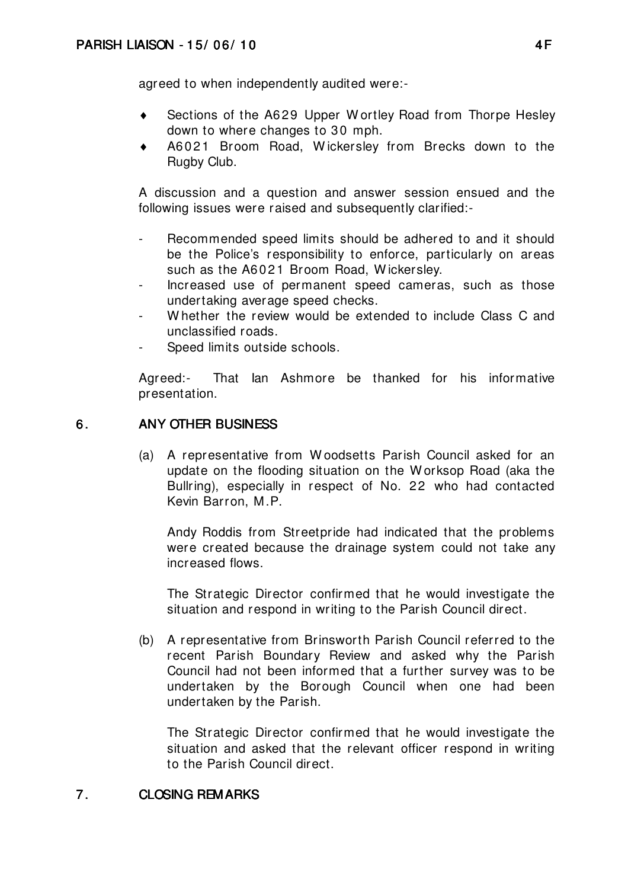agreed to when independently audited were:-

- Sections of the A629 Upper Wortley Road from Thorpe Hesley down to where changes to 30 mph.
- A6021 Broom Road, Wickersley from Brecks down to the Rugby Club.

A discussion and a question and answer session ensued and the following issues were raised and subsequently clarified:-

- Recommended speed limits should be adhered to and it should be the Police's responsibility to enforce, particularly on areas such as the A6021 Broom Road, Wickersley.
- Increased use of permanent speed cameras, such as those undertaking average speed checks.
- Whether the review would be extended to include Class C and unclassified roads.
- Speed limits outside schools.

Agreed:- That Ian Ashmore be thanked for his informative presentation.

## 6. ANY OTHER BUSINESS

(a) A representative from Woodsetts Parish Council asked for an update on the flooding situation on the Worksop Road (aka the Bullring), especially in respect of No. 22 who had contacted Kevin Barron, M.P.

Andy Roddis from Streetpride had indicated that the problems were created because the drainage system could not take any increased flows.

The Strategic Director confirmed that he would investigate the situation and respond in writing to the Parish Council direct.

(b) A representative from Brinsworth Parish Council referred to the recent Parish Boundary Review and asked why the Parish Council had not been informed that a further survey was to be undertaken by the Borough Council when one had been undertaken by the Parish.

The Strategic Director confirmed that he would investigate the situation and asked that the relevant officer respond in writing to the Parish Council direct.

## 7. CLOSING REMARKS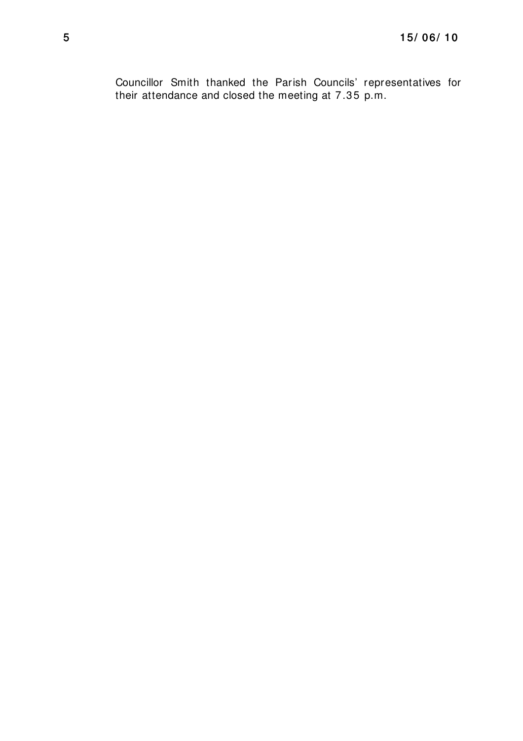Councillor Smith thanked the Parish Councils' representatives for their attendance and closed the meeting at 7.35 p.m.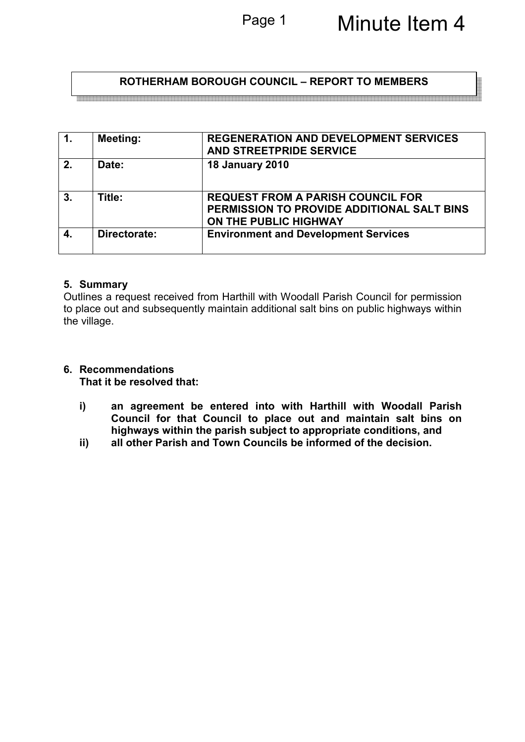Minute Item 4

**ROTHERHAM BOROUGH COUNCIL – REPORT TO MEMBERS**

| 1. | Meeting: | REGENERATION AND DEVELOPMENT SERVICES AND STREETPRIDE SERVICE |
|---|---|---|
| 2. | Date: | 18 January 2010 |
| 3. | Title: | REQUEST FROM A PARISH COUNCIL FOR PERMISSION TO PROVIDE ADDITIONAL SALT BINS ON THE PUBLIC HIGHWAY |
| 4. | Directorate: | Environment and Development Services |

## 5. Summary

Outlines a request received from Harthill with Woodall Parish Council for permission to place out and subsequently maintain additional salt bins on public highways within the village.

## 6. Recommendations

**That it be resolved that:**

**i) an agreement be entered into with Harthill with Woodall Parish Council for that Council to place out and maintain salt bins on highways within the parish subject to appropriate conditions, and**

**ii) all other Parish and Town Councils be informed of the decision.**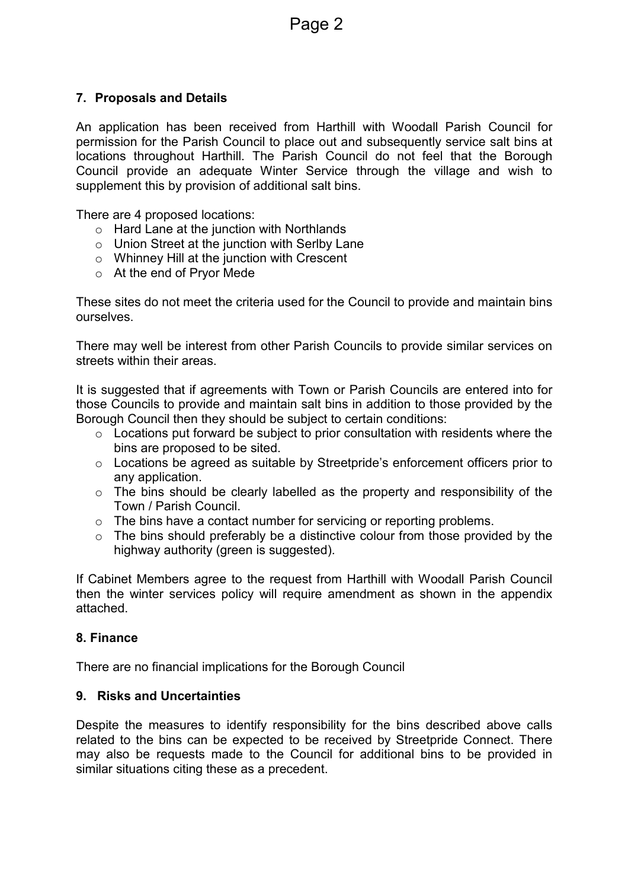## 7. Proposals and Details

An application has been received from Harthill with Woodall Parish Council for permission for the Parish Council to place out and subsequently service salt bins at locations throughout Harthill. The Parish Council do not feel that the Borough Council provide an adequate Winter Service through the village and wish to supplement this by provision of additional salt bins.

There are 4 proposed locations:

- Hard Lane at the junction with Northlands
- Union Street at the junction with Serlby Lane
- Whinney Hill at the junction with Crescent
- At the end of Pryor Mede

These sites do not meet the criteria used for the Council to provide and maintain bins ourselves.

There may well be interest from other Parish Councils to provide similar services on streets within their areas.

It is suggested that if agreements with Town or Parish Councils are entered into for those Councils to provide and maintain salt bins in addition to those provided by the Borough Council then they should be subject to certain conditions:

- Locations put forward be subject to prior consultation with residents where the bins are proposed to be sited.
- Locations be agreed as suitable by Streetpride's enforcement officers prior to any application.
- The bins should be clearly labelled as the property and responsibility of the Town / Parish Council.
- The bins have a contact number for servicing or reporting problems.
- The bins should preferably be a distinctive colour from those provided by the highway authority (green is suggested).

If Cabinet Members agree to the request from Harthill with Woodall Parish Council then the winter services policy will require amendment as shown in the appendix attached.

## 8. Finance

There are no financial implications for the Borough Council

## 9. Risks and Uncertainties

Despite the measures to identify responsibility for the bins described above calls related to the bins can be expected to be received by Streetpride Connect. There may also be requests made to the Council for additional bins to be provided in similar situations citing these as a precedent.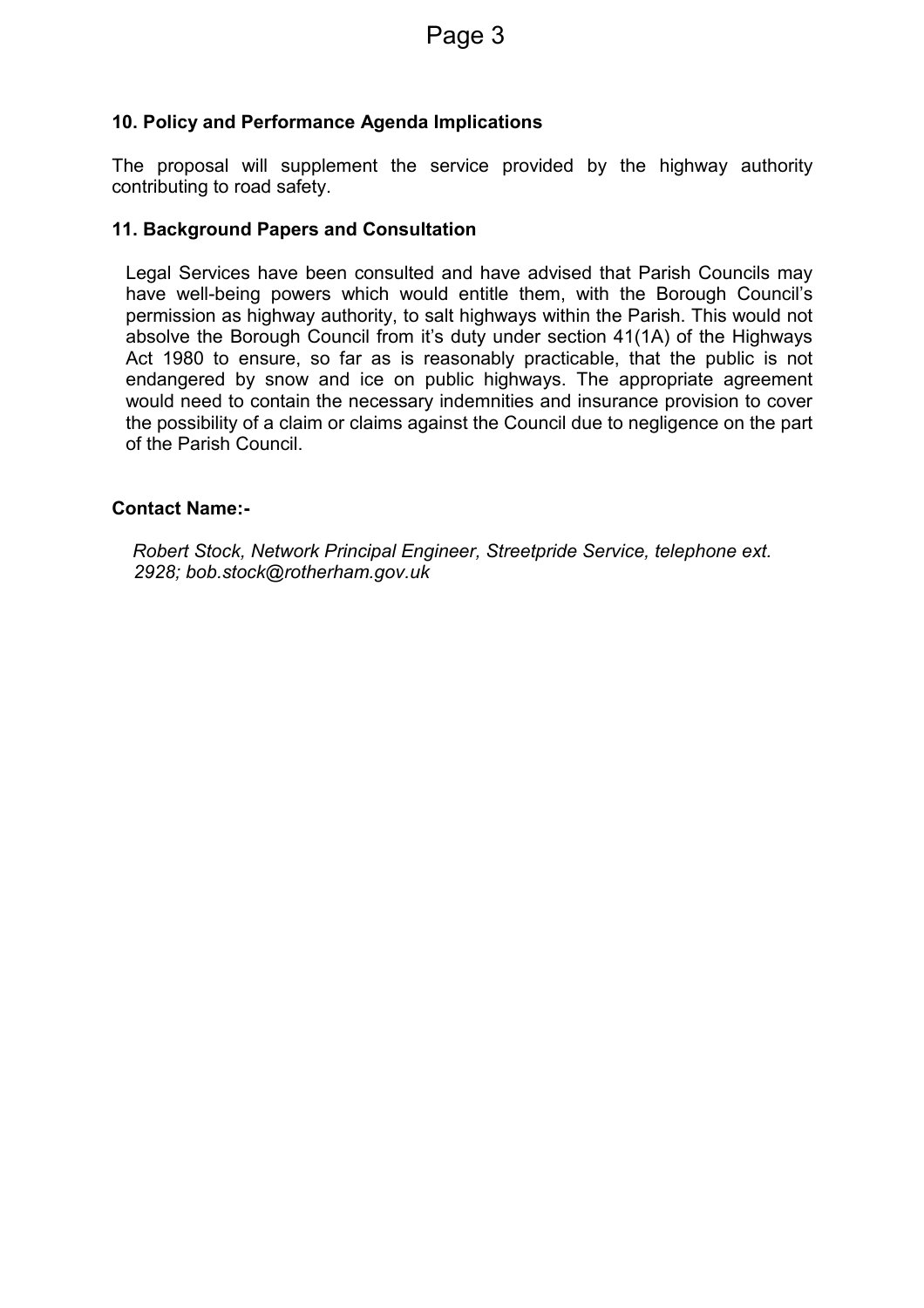## 10. Policy and Performance Agenda Implications

The proposal will supplement the service provided by the highway authority contributing to road safety.

## 11. Background Papers and Consultation

Legal Services have been consulted and have advised that Parish Councils may have well-being powers which would entitle them, with the Borough Council's permission as highway authority, to salt highways within the Parish. This would not absolve the Borough Council from it's duty under section 41(1A) of the Highways Act 1980 to ensure, so far as is reasonably practicable, that the public is not endangered by snow and ice on public highways. The appropriate agreement would need to contain the necessary indemnities and insurance provision to cover the possibility of a claim or claims against the Council due to negligence on the part of the Parish Council.

**Contact Name:-**

*Robert Stock, Network Principal Engineer, Streetpride Service, telephone ext. 2928; bob.stock@rotherham.gov.uk*